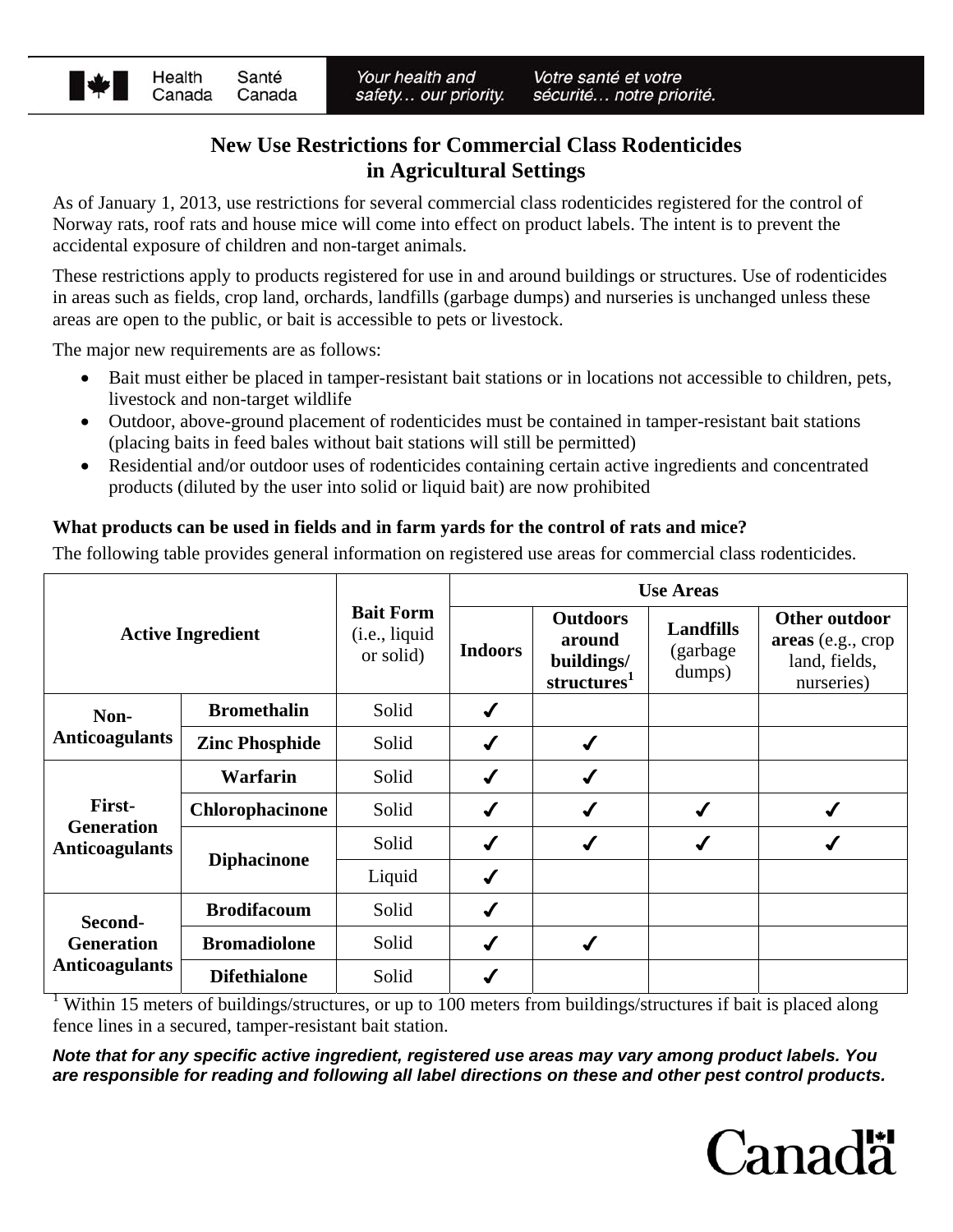# New Use Restrictions for Commercial Class Rodenticides in Agricultural Settings

As of January 1, 2013, use restrictions for several commercial class rodenticides registered for the control of Norway rats, roof rats and house mice will come into effect on product labels. The intent is to prevent the accidental exposure of children and non-target animals.

These restrictions apply to products registered for use in and around buildings or structures. Use of rodenticides in areas such as fields, crop land, orchards, landfills (garbage dumps) and nurseries is unchanged unless these areas are open to the public, or bait is accessible to pets or livestock.

The major new requirements are as follows:

- Bait must either be placed in tamper-resistant bait stations or in locations not accessible to children, pets, livestock and non-target wildlife
- Outdoor, above-ground placement of rodenticides must be contained in tamper-resistant bait stations (placing baits in feed bales without bait stations will still be permitted)
- Residential and/or outdoor uses of rodenticides containing certain active ingredients and concentrated products (diluted by the user into solid or liquid bait) are now prohibited

**What products can be used in fields and in farm yards for the control of rats and mice?**

The following table provides general information on registered use areas for commercial class rodenticides.

| Active Ingredient | | Bait Form (i.e., liquid or solid) | Use Areas | | | |
|---|---|---|---|---|---|---|
| | | | Indoors | Outdoors around buildings/ structures[1] | Landfills (garbage dumps) | Other outdoor areas (e.g., crop land, fields, nurseries) |
| Non-Anticoagulants | Bromethalin | Solid | ✓ | | | |
| | Zinc Phosphide | Solid | ✓ | ✓ | | |
| First-Generation Anticoagulants | Warfarin | Solid | ✓ | ✓ | | |
| | Chlorophacinone | Solid | ✓ | ✓ | ✓ | ✓ |
| | Diphacinone | Solid | ✓ | ✓ | ✓ | ✓ |
| | | Liquid | ✓ | | | |
| Second-Generation Anticoagulants | Brodifacoum | Solid | ✓ | | | |
| | Bromadiolone | Solid | ✓ | ✓ | | |
| | Difethialone | Solid | ✓ | | | |

[1] Within 15 meters of buildings/structures, or up to 100 meters from buildings/structures if bait is placed along fence lines in a secured, tamper-resistant bait station.

***Note that for any specific active ingredient, registered use areas may vary among product labels. You are responsible for reading and following all label directions on these and other pest control products.***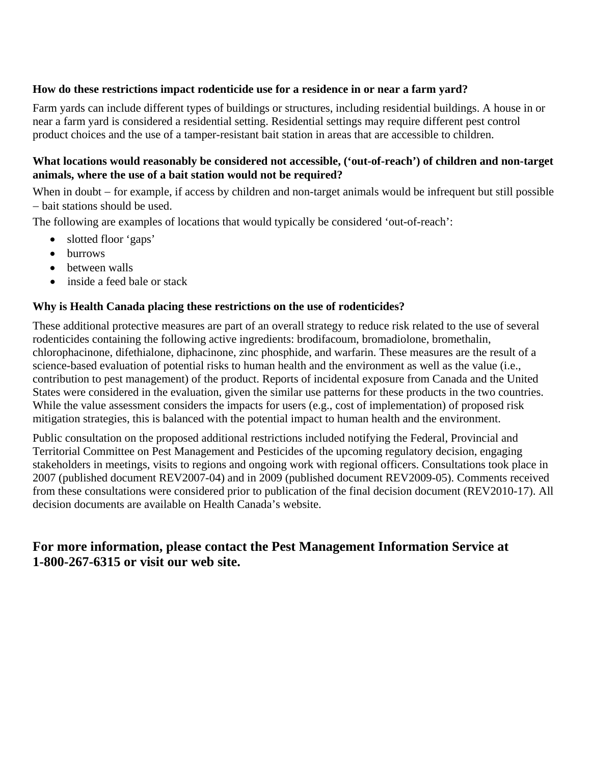**How do these restrictions impact rodenticide use for a residence in or near a farm yard?**

Farm yards can include different types of buildings or structures, including residential buildings. A house in or near a farm yard is considered a residential setting. Residential settings may require different pest control product choices and the use of a tamper-resistant bait station in areas that are accessible to children.

**What locations would reasonably be considered not accessible, (‘out-of-reach’) of children and non-target animals, where the use of a bait station would not be required?**

When in doubt – for example, if access by children and non-target animals would be infrequent but still possible – bait stations should be used.

The following are examples of locations that would typically be considered ‘out-of-reach’:

- slotted floor ‘gaps’
- burrows
- between walls
- inside a feed bale or stack

**Why is Health Canada placing these restrictions on the use of rodenticides?**

These additional protective measures are part of an overall strategy to reduce risk related to the use of several rodenticides containing the following active ingredients: brodifacoum, bromadiolone, bromethalin, chlorophacinone, difethialone, diphacinone, zinc phosphide, and warfarin. These measures are the result of a science-based evaluation of potential risks to human health and the environment as well as the value (i.e., contribution to pest management) of the product. Reports of incidental exposure from Canada and the United States were considered in the evaluation, given the similar use patterns for these products in the two countries. While the value assessment considers the impacts for users (e.g., cost of implementation) of proposed risk mitigation strategies, this is balanced with the potential impact to human health and the environment.

Public consultation on the proposed additional restrictions included notifying the Federal, Provincial and Territorial Committee on Pest Management and Pesticides of the upcoming regulatory decision, engaging stakeholders in meetings, visits to regions and ongoing work with regional officers. Consultations took place in 2007 (published document REV2007-04) and in 2009 (published document REV2009-05). Comments received from these consultations were considered prior to publication of the final decision document (REV2010-17). All decision documents are available on Health Canada’s website.

**For more information, please contact the Pest Management Information Service at 1-800-267-6315 or visit our web site.**